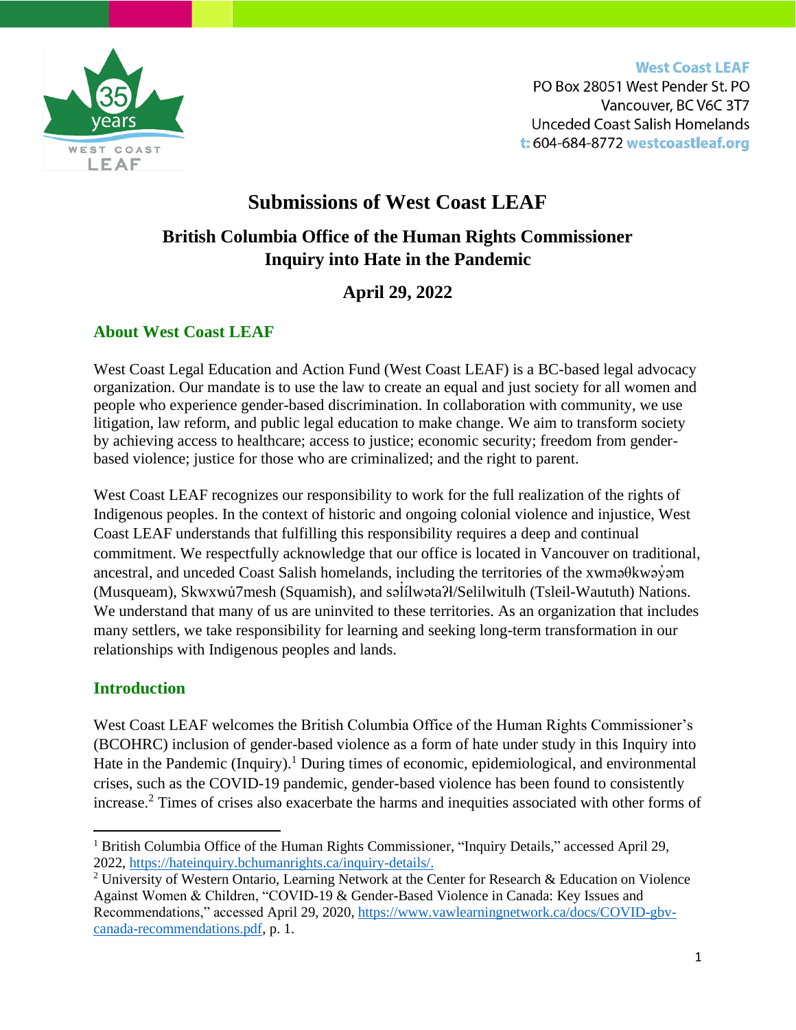West Coast LEAF
PO Box 28051 West Pender St. PO
Vancouver, BC V6C 3T7
Unceded Coast Salish Homelands
t: 604-684-8772 westcoastleaf.org

# Submissions of West Coast LEAF

## British Columbia Office of the Human Rights Commissioner Inquiry into Hate in the Pandemic

## April 29, 2022

### About West Coast LEAF

West Coast Legal Education and Action Fund (West Coast LEAF) is a BC-based legal advocacy organization. Our mandate is to use the law to create an equal and just society for all women and people who experience gender-based discrimination. In collaboration with community, we use litigation, law reform, and public legal education to make change. We aim to transform society by achieving access to healthcare; access to justice; economic security; freedom from gender-based violence; justice for those who are criminalized; and the right to parent.

West Coast LEAF recognizes our responsibility to work for the full realization of the rights of Indigenous peoples. In the context of historic and ongoing colonial violence and injustice, West Coast LEAF understands that fulfilling this responsibility requires a deep and continual commitment. We respectfully acknowledge that our office is located in Vancouver on traditional, ancestral, and unceded Coast Salish homelands, including the territories of the xʷməθkʷəy̓əm (Musqueam), Skwxwú7mesh (Squamish), and səl̓ílwətaʔɬ/Selilwitulh (Tsleil-Waututh) Nations. We understand that many of us are uninvited to these territories. As an organization that includes many settlers, we take responsibility for learning and seeking long-term transformation in our relationships with Indigenous peoples and lands.

### Introduction

West Coast LEAF welcomes the British Columbia Office of the Human Rights Commissioner's (BCOHRC) inclusion of gender-based violence as a form of hate under study in this Inquiry into Hate in the Pandemic (Inquiry).[1] During times of economic, epidemiological, and environmental crises, such as the COVID-19 pandemic, gender-based violence has been found to consistently increase.[2] Times of crises also exacerbate the harms and inequities associated with other forms of

---

[1] British Columbia Office of the Human Rights Commissioner, "Inquiry Details," accessed April 29, 2022, https://hateinquiry.bchumanrights.ca/inquiry-details/.

[2] University of Western Ontario, Learning Network at the Center for Research & Education on Violence Against Women & Children, "COVID-19 & Gender-Based Violence in Canada: Key Issues and Recommendations," accessed April 29, 2020, https://www.vawlearningnetwork.ca/docs/COVID-gbv-canada-recommendations.pdf, p. 1.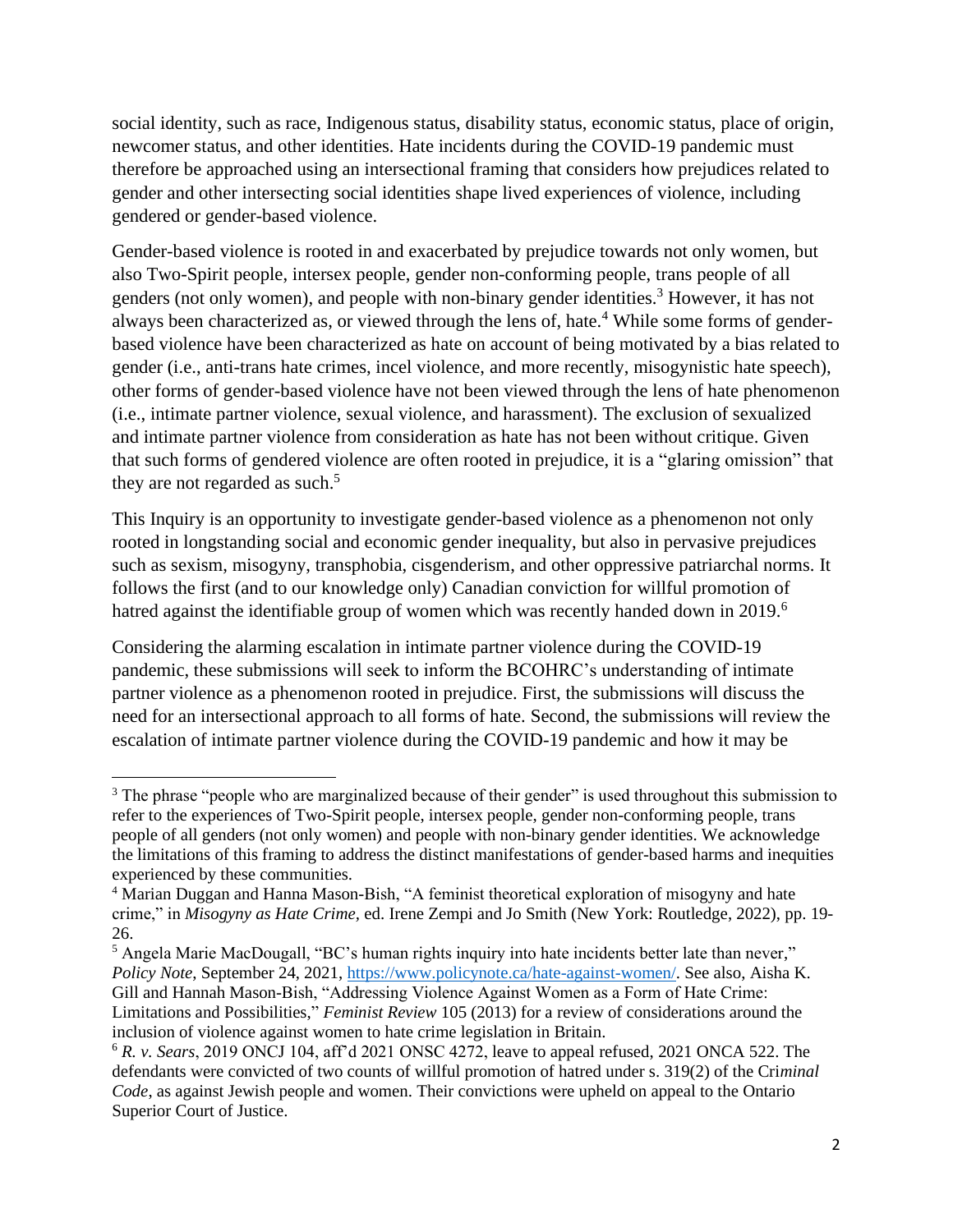social identity, such as race, Indigenous status, disability status, economic status, place of origin, newcomer status, and other identities. Hate incidents during the COVID-19 pandemic must therefore be approached using an intersectional framing that considers how prejudices related to gender and other intersecting social identities shape lived experiences of violence, including gendered or gender-based violence.

Gender-based violence is rooted in and exacerbated by prejudice towards not only women, but also Two-Spirit people, intersex people, gender non-conforming people, trans people of all genders (not only women), and people with non-binary gender identities.[3] However, it has not always been characterized as, or viewed through the lens of, hate.[4] While some forms of gender-based violence have been characterized as hate on account of being motivated by a bias related to gender (i.e., anti-trans hate crimes, incel violence, and more recently, misogynistic hate speech), other forms of gender-based violence have not been viewed through the lens of hate phenomenon (i.e., intimate partner violence, sexual violence, and harassment). The exclusion of sexualized and intimate partner violence from consideration as hate has not been without critique. Given that such forms of gendered violence are often rooted in prejudice, it is a "glaring omission" that they are not regarded as such.[5]

This Inquiry is an opportunity to investigate gender-based violence as a phenomenon not only rooted in longstanding social and economic gender inequality, but also in pervasive prejudices such as sexism, misogyny, transphobia, cisgenderism, and other oppressive patriarchal norms. It follows the first (and to our knowledge only) Canadian conviction for willful promotion of hatred against the identifiable group of women which was recently handed down in 2019.[6]

Considering the alarming escalation in intimate partner violence during the COVID-19 pandemic, these submissions will seek to inform the BCOHRC's understanding of intimate partner violence as a phenomenon rooted in prejudice. First, the submissions will discuss the need for an intersectional approach to all forms of hate. Second, the submissions will review the escalation of intimate partner violence during the COVID-19 pandemic and how it may be

---

[3] The phrase "people who are marginalized because of their gender" is used throughout this submission to refer to the experiences of Two-Spirit people, intersex people, gender non-conforming people, trans people of all genders (not only women) and people with non-binary gender identities. We acknowledge the limitations of this framing to address the distinct manifestations of gender-based harms and inequities experienced by these communities.

[4] Marian Duggan and Hanna Mason-Bish, "A feminist theoretical exploration of misogyny and hate crime," in *Misogyny as Hate Crime*, ed. Irene Zempi and Jo Smith (New York: Routledge, 2022), pp. 19-26.

[5] Angela Marie MacDougall, "BC's human rights inquiry into hate incidents better late than never," *Policy Note*, September 24, 2021, https://www.policynote.ca/hate-against-women/. See also, Aisha K. Gill and Hannah Mason-Bish, "Addressing Violence Against Women as a Form of Hate Crime: Limitations and Possibilities," *Feminist Review* 105 (2013) for a review of considerations around the inclusion of violence against women to hate crime legislation in Britain.

[6] *R. v. Sears*, 2019 ONCJ 104, aff'd 2021 ONSC 4272, leave to appeal refused, 2021 ONCA 522. The defendants were convicted of two counts of willful promotion of hatred under s. 319(2) of the *Criminal Code*, as against Jewish people and women. Their convictions were upheld on appeal to the Ontario Superior Court of Justice.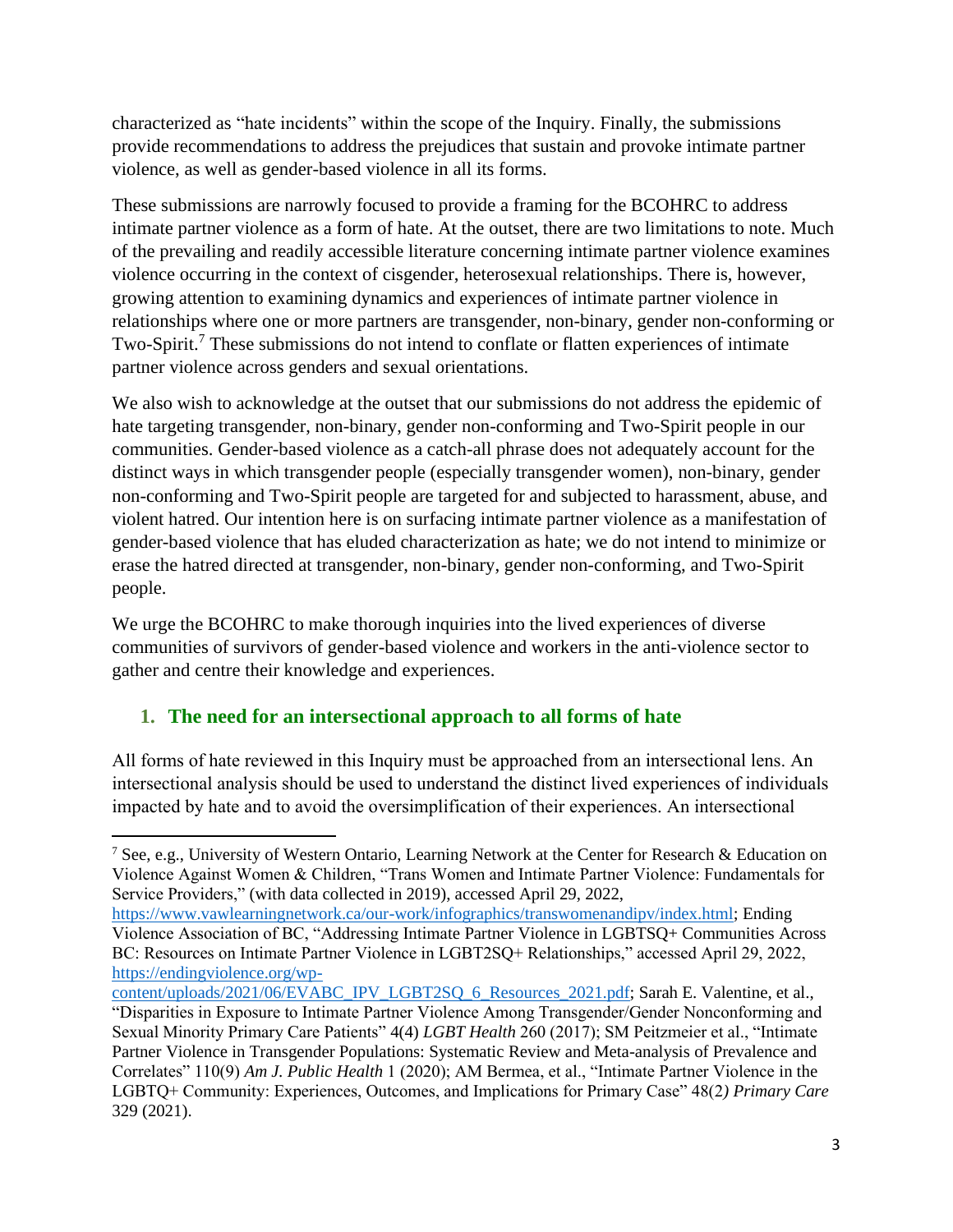characterized as "hate incidents" within the scope of the Inquiry. Finally, the submissions provide recommendations to address the prejudices that sustain and provoke intimate partner violence, as well as gender-based violence in all its forms.

These submissions are narrowly focused to provide a framing for the BCOHRC to address intimate partner violence as a form of hate. At the outset, there are two limitations to note. Much of the prevailing and readily accessible literature concerning intimate partner violence examines violence occurring in the context of cisgender, heterosexual relationships. There is, however, growing attention to examining dynamics and experiences of intimate partner violence in relationships where one or more partners are transgender, non-binary, gender non-conforming or Two-Spirit.[7] These submissions do not intend to conflate or flatten experiences of intimate partner violence across genders and sexual orientations.

We also wish to acknowledge at the outset that our submissions do not address the epidemic of hate targeting transgender, non-binary, gender non-conforming and Two-Spirit people in our communities. Gender-based violence as a catch-all phrase does not adequately account for the distinct ways in which transgender people (especially transgender women), non-binary, gender non-conforming and Two-Spirit people are targeted for and subjected to harassment, abuse, and violent hatred. Our intention here is on surfacing intimate partner violence as a manifestation of gender-based violence that has eluded characterization as hate; we do not intend to minimize or erase the hatred directed at transgender, non-binary, gender non-conforming, and Two-Spirit people.

We urge the BCOHRC to make thorough inquiries into the lived experiences of diverse communities of survivors of gender-based violence and workers in the anti-violence sector to gather and centre their knowledge and experiences.

## 1. The need for an intersectional approach to all forms of hate

All forms of hate reviewed in this Inquiry must be approached from an intersectional lens. An intersectional analysis should be used to understand the distinct lived experiences of individuals impacted by hate and to avoid the oversimplification of their experiences. An intersectional

---

[7] See, e.g., University of Western Ontario, Learning Network at the Center for Research & Education on Violence Against Women & Children, "Trans Women and Intimate Partner Violence: Fundamentals for Service Providers," (with data collected in 2019), accessed April 29, 2022, https://www.vawlearningnetwork.ca/our-work/infographics/transwomenandipv/index.html; Ending Violence Association of BC, "Addressing Intimate Partner Violence in LGBTSQ+ Communities Across BC: Resources on Intimate Partner Violence in LGBT2SQ+ Relationships," accessed April 29, 2022, https://endingviolence.org/wp-content/uploads/2021/06/EVABC_IPV_LGBT2SQ_6_Resources_2021.pdf; Sarah E. Valentine, et al., "Disparities in Exposure to Intimate Partner Violence Among Transgender/Gender Nonconforming and Sexual Minority Primary Care Patients" 4(4) *LGBT Health* 260 (2017); SM Peitzmeier et al., "Intimate Partner Violence in Transgender Populations: Systematic Review and Meta-analysis of Prevalence and Correlates" 110(9) *Am J. Public Health* 1 (2020); AM Bermea, et al., "Intimate Partner Violence in the LGBTQ+ Community: Experiences, Outcomes, and Implications for Primary Case" 48(2*) Primary Care* 329 (2021).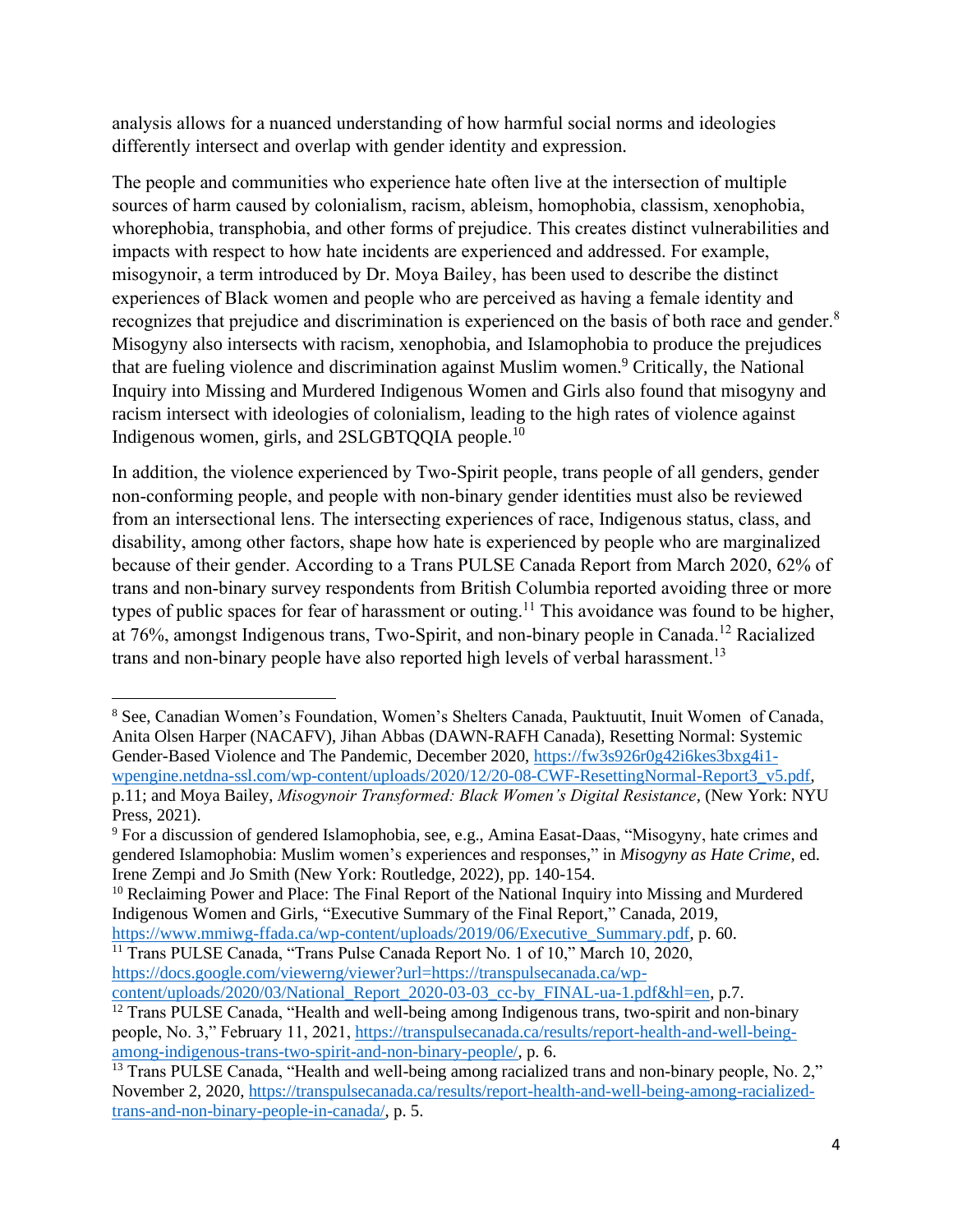analysis allows for a nuanced understanding of how harmful social norms and ideologies differently intersect and overlap with gender identity and expression.

The people and communities who experience hate often live at the intersection of multiple sources of harm caused by colonialism, racism, ableism, homophobia, classism, xenophobia, whorephobia, transphobia, and other forms of prejudice. This creates distinct vulnerabilities and impacts with respect to how hate incidents are experienced and addressed. For example, misogynoir, a term introduced by Dr. Moya Bailey, has been used to describe the distinct experiences of Black women and people who are perceived as having a female identity and recognizes that prejudice and discrimination is experienced on the basis of both race and gender.[8] Misogyny also intersects with racism, xenophobia, and Islamophobia to produce the prejudices that are fueling violence and discrimination against Muslim women.[9] Critically, the National Inquiry into Missing and Murdered Indigenous Women and Girls also found that misogyny and racism intersect with ideologies of colonialism, leading to the high rates of violence against Indigenous women, girls, and 2SLGBTQQIA people.[10]

In addition, the violence experienced by Two-Spirit people, trans people of all genders, gender non-conforming people, and people with non-binary gender identities must also be reviewed from an intersectional lens. The intersecting experiences of race, Indigenous status, class, and disability, among other factors, shape how hate is experienced by people who are marginalized because of their gender. According to a Trans PULSE Canada Report from March 2020, 62% of trans and non-binary survey respondents from British Columbia reported avoiding three or more types of public spaces for fear of harassment or outing.[11] This avoidance was found to be higher, at 76%, amongst Indigenous trans, Two-Spirit, and non-binary people in Canada.[12] Racialized trans and non-binary people have also reported high levels of verbal harassment.[13]

---

[8] See, Canadian Women's Foundation, Women's Shelters Canada, Pauktuutit, Inuit Women of Canada, Anita Olsen Harper (NACAFV), Jihan Abbas (DAWN-RAFH Canada), Resetting Normal: Systemic Gender-Based Violence and The Pandemic, December 2020, https://fw3s926r0g42i6kes3bxg4i1-wpengine.netdna-ssl.com/wp-content/uploads/2020/12/20-08-CWF-ResettingNormal-Report3_v5.pdf, p.11; and Moya Bailey, *Misogynoir Transformed: Black Women's Digital Resistance*, (New York: NYU Press, 2021).

[9] For a discussion of gendered Islamophobia, see, e.g., Amina Easat-Daas, "Misogyny, hate crimes and gendered Islamophobia: Muslim women's experiences and responses," in *Misogyny as Hate Crime,* ed. Irene Zempi and Jo Smith (New York: Routledge, 2022), pp. 140-154.

[10] Reclaiming Power and Place: The Final Report of the National Inquiry into Missing and Murdered Indigenous Women and Girls, "Executive Summary of the Final Report," Canada, 2019, https://www.mmiwg-ffada.ca/wp-content/uploads/2019/06/Executive_Summary.pdf, p. 60.

[11] Trans PULSE Canada, "Trans Pulse Canada Report No. 1 of 10," March 10, 2020, https://docs.google.com/viewerng/viewer?url=https://transpulsecanada.ca/wp-content/uploads/2020/03/National_Report_2020-03-03_cc-by_FINAL-ua-1.pdf&hl=en, p.7.

[12] Trans PULSE Canada, "Health and well-being among Indigenous trans, two-spirit and non-binary people, No. 3," February 11, 2021, https://transpulsecanada.ca/results/report-health-and-well-being-among-indigenous-trans-two-spirit-and-non-binary-people/, p. 6.

[13] Trans PULSE Canada, "Health and well-being among racialized trans and non-binary people, No. 2," November 2, 2020, https://transpulsecanada.ca/results/report-health-and-well-being-among-racialized-trans-and-non-binary-people-in-canada/, p. 5.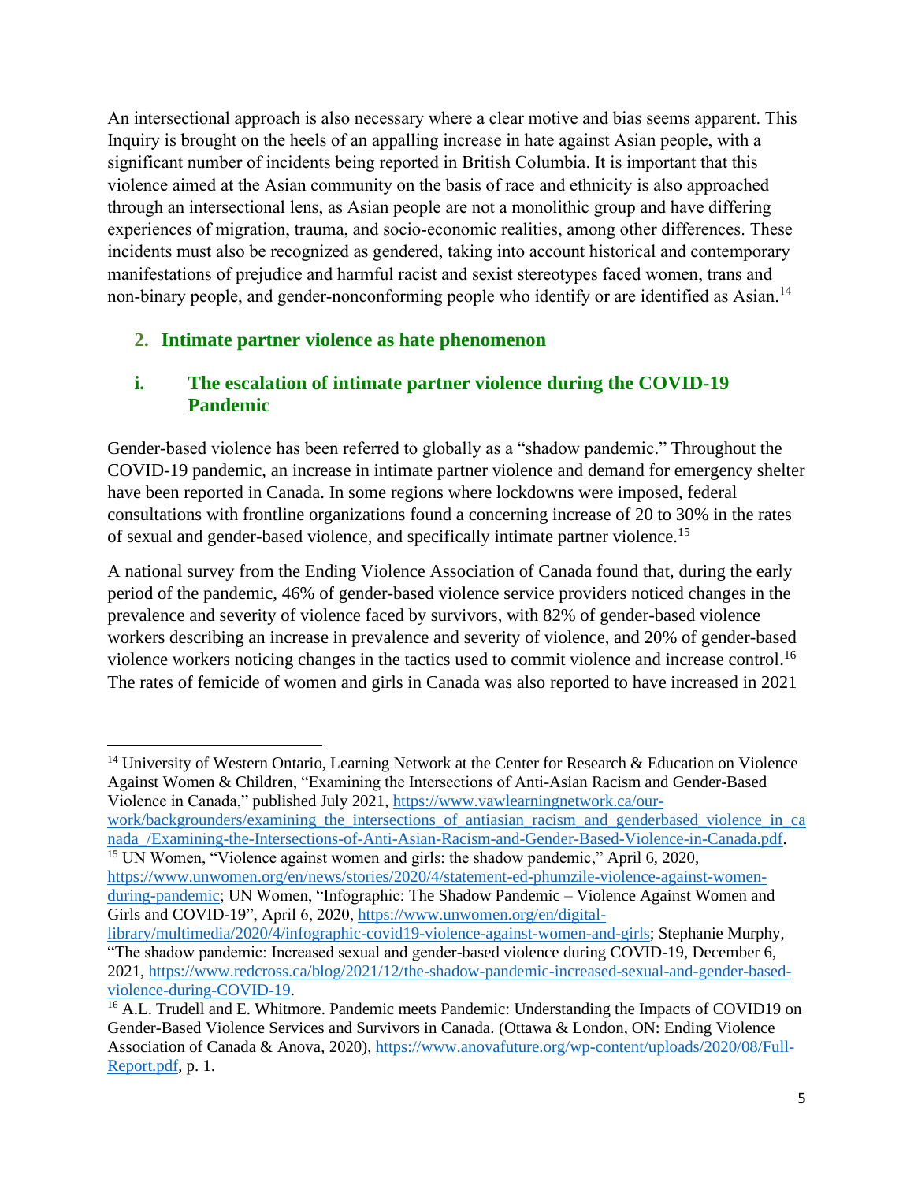An intersectional approach is also necessary where a clear motive and bias seems apparent. This Inquiry is brought on the heels of an appalling increase in hate against Asian people, with a significant number of incidents being reported in British Columbia. It is important that this violence aimed at the Asian community on the basis of race and ethnicity is also approached through an intersectional lens, as Asian people are not a monolithic group and have differing experiences of migration, trauma, and socio-economic realities, among other differences. These incidents must also be recognized as gendered, taking into account historical and contemporary manifestations of prejudice and harmful racist and sexist stereotypes faced women, trans and non-binary people, and gender-nonconforming people who identify or are identified as Asian.[14]

## 2. Intimate partner violence as hate phenomenon

### i. The escalation of intimate partner violence during the COVID-19 Pandemic

Gender-based violence has been referred to globally as a "shadow pandemic." Throughout the COVID-19 pandemic, an increase in intimate partner violence and demand for emergency shelter have been reported in Canada. In some regions where lockdowns were imposed, federal consultations with frontline organizations found a concerning increase of 20 to 30% in the rates of sexual and gender-based violence, and specifically intimate partner violence.[15]

A national survey from the Ending Violence Association of Canada found that, during the early period of the pandemic, 46% of gender-based violence service providers noticed changes in the prevalence and severity of violence faced by survivors, with 82% of gender-based violence workers describing an increase in prevalence and severity of violence, and 20% of gender-based violence workers noticing changes in the tactics used to commit violence and increase control.[16] The rates of femicide of women and girls in Canada was also reported to have increased in 2021

---

[14] University of Western Ontario, Learning Network at the Center for Research & Education on Violence Against Women & Children, "Examining the Intersections of Anti-Asian Racism and Gender-Based Violence in Canada," published July 2021, https://www.vawlearningnetwork.ca/our-work/backgrounders/examining_the_intersections_of_antiasian_racism_and_genderbased_violence_in_canada_/Examining-the-Intersections-of-Anti-Asian-Racism-and-Gender-Based-Violence-in-Canada.pdf.

[15] UN Women, "Violence against women and girls: the shadow pandemic," April 6, 2020, https://www.unwomen.org/en/news/stories/2020/4/statement-ed-phumzile-violence-against-women-during-pandemic; UN Women, "Infographic: The Shadow Pandemic – Violence Against Women and Girls and COVID-19", April 6, 2020, https://www.unwomen.org/en/digital-library/multimedia/2020/4/infographic-covid19-violence-against-women-and-girls; Stephanie Murphy, "The shadow pandemic: Increased sexual and gender-based violence during COVID-19, December 6, 2021, https://www.redcross.ca/blog/2021/12/the-shadow-pandemic-increased-sexual-and-gender-based-violence-during-COVID-19.

[16] A.L. Trudell and E. Whitmore. Pandemic meets Pandemic: Understanding the Impacts of COVID19 on Gender-Based Violence Services and Survivors in Canada. (Ottawa & London, ON: Ending Violence Association of Canada & Anova, 2020), https://www.anovafuture.org/wp-content/uploads/2020/08/Full-Report.pdf, p. 1.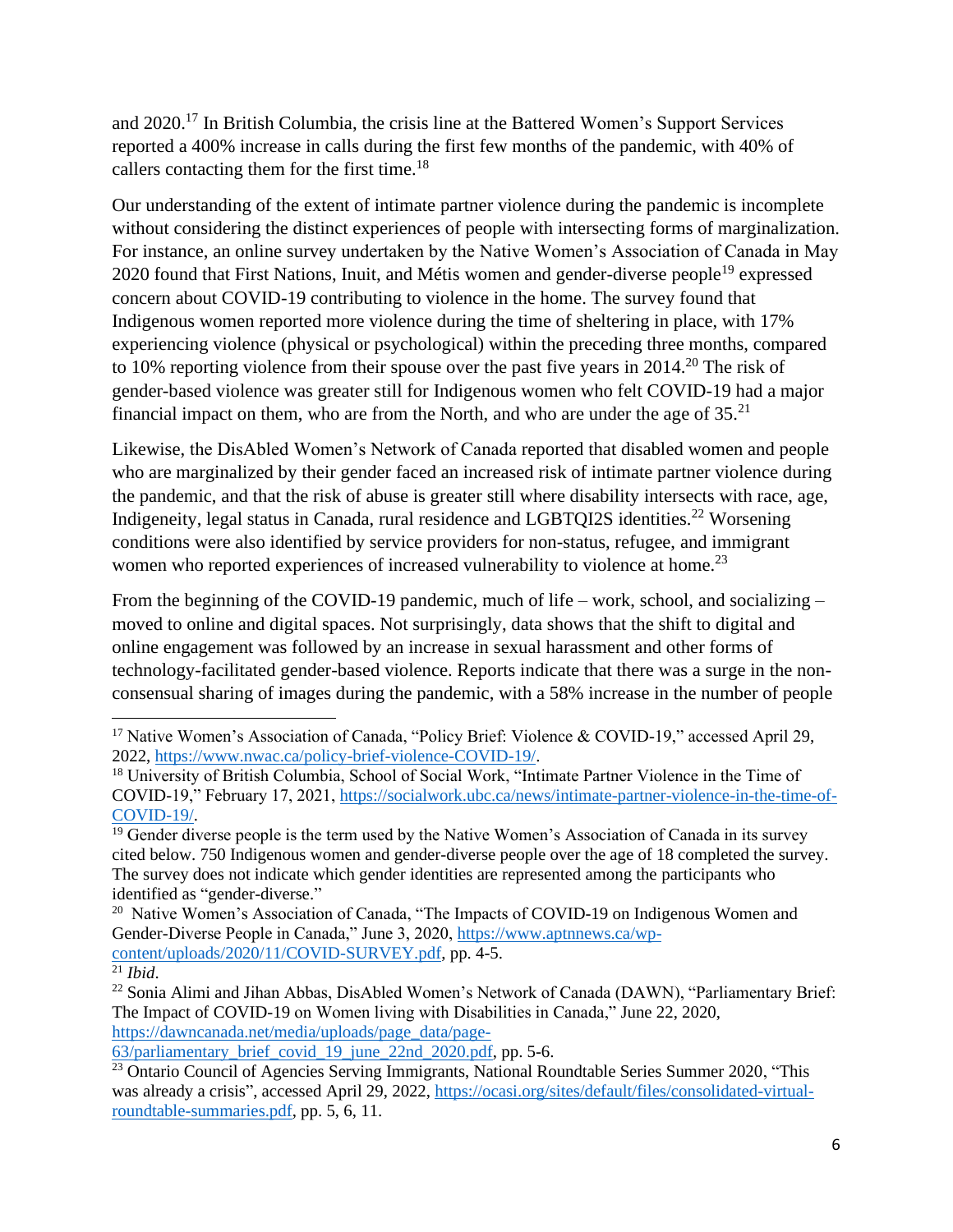and 2020.[17] In British Columbia, the crisis line at the Battered Women's Support Services reported a 400% increase in calls during the first few months of the pandemic, with 40% of callers contacting them for the first time.[18]

Our understanding of the extent of intimate partner violence during the pandemic is incomplete without considering the distinct experiences of people with intersecting forms of marginalization. For instance, an online survey undertaken by the Native Women's Association of Canada in May 2020 found that First Nations, Inuit, and Métis women and gender-diverse people[19] expressed concern about COVID-19 contributing to violence in the home. The survey found that Indigenous women reported more violence during the time of sheltering in place, with 17% experiencing violence (physical or psychological) within the preceding three months, compared to 10% reporting violence from their spouse over the past five years in 2014.[20] The risk of gender-based violence was greater still for Indigenous women who felt COVID-19 had a major financial impact on them, who are from the North, and who are under the age of 35.[21]

Likewise, the DisAbled Women's Network of Canada reported that disabled women and people who are marginalized by their gender faced an increased risk of intimate partner violence during the pandemic, and that the risk of abuse is greater still where disability intersects with race, age, Indigeneity, legal status in Canada, rural residence and LGBTQI2S identities.[22] Worsening conditions were also identified by service providers for non-status, refugee, and immigrant women who reported experiences of increased vulnerability to violence at home.[23]

From the beginning of the COVID-19 pandemic, much of life – work, school, and socializing – moved to online and digital spaces. Not surprisingly, data shows that the shift to digital and online engagement was followed by an increase in sexual harassment and other forms of technology-facilitated gender-based violence. Reports indicate that there was a surge in the non-consensual sharing of images during the pandemic, with a 58% increase in the number of people

---

[17] Native Women's Association of Canada, "Policy Brief: Violence & COVID-19," accessed April 29, 2022, https://www.nwac.ca/policy-brief-violence-COVID-19/.

[18] University of British Columbia, School of Social Work, "Intimate Partner Violence in the Time of COVID-19," February 17, 2021, https://socialwork.ubc.ca/news/intimate-partner-violence-in-the-time-of-COVID-19/.

[19] Gender diverse people is the term used by the Native Women's Association of Canada in its survey cited below. 750 Indigenous women and gender-diverse people over the age of 18 completed the survey. The survey does not indicate which gender identities are represented among the participants who identified as "gender-diverse."

[20] Native Women's Association of Canada, "The Impacts of COVID-19 on Indigenous Women and Gender-Diverse People in Canada," June 3, 2020, https://www.aptnnews.ca/wp-content/uploads/2020/11/COVID-SURVEY.pdf, pp. 4-5.

[21] *Ibid*.

[22] Sonia Alimi and Jihan Abbas, DisAbled Women's Network of Canada (DAWN), "Parliamentary Brief: The Impact of COVID-19 on Women living with Disabilities in Canada," June 22, 2020, https://dawncanada.net/media/uploads/page_data/page-63/parliamentary_brief_covid_19_june_22nd_2020.pdf, pp. 5-6.

[23] Ontario Council of Agencies Serving Immigrants, National Roundtable Series Summer 2020, "This was already a crisis", accessed April 29, 2022, https://ocasi.org/sites/default/files/consolidated-virtual-roundtable-summaries.pdf, pp. 5, 6, 11.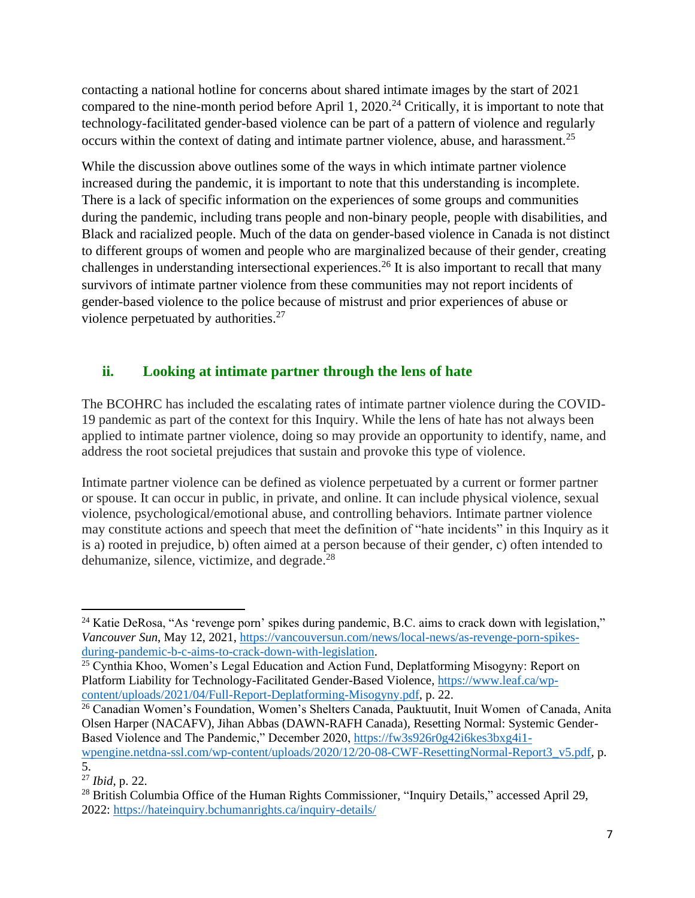contacting a national hotline for concerns about shared intimate images by the start of 2021 compared to the nine-month period before April 1, 2020.[24] Critically, it is important to note that technology-facilitated gender-based violence can be part of a pattern of violence and regularly occurs within the context of dating and intimate partner violence, abuse, and harassment.[25]

While the discussion above outlines some of the ways in which intimate partner violence increased during the pandemic, it is important to note that this understanding is incomplete. There is a lack of specific information on the experiences of some groups and communities during the pandemic, including trans people and non-binary people, people with disabilities, and Black and racialized people. Much of the data on gender-based violence in Canada is not distinct to different groups of women and people who are marginalized because of their gender, creating challenges in understanding intersectional experiences.[26] It is also important to recall that many survivors of intimate partner violence from these communities may not report incidents of gender-based violence to the police because of mistrust and prior experiences of abuse or violence perpetuated by authorities.[27]

### ii. Looking at intimate partner through the lens of hate

The BCOHRC has included the escalating rates of intimate partner violence during the COVID-19 pandemic as part of the context for this Inquiry. While the lens of hate has not always been applied to intimate partner violence, doing so may provide an opportunity to identify, name, and address the root societal prejudices that sustain and provoke this type of violence.

Intimate partner violence can be defined as violence perpetuated by a current or former partner or spouse. It can occur in public, in private, and online. It can include physical violence, sexual violence, psychological/emotional abuse, and controlling behaviors. Intimate partner violence may constitute actions and speech that meet the definition of "hate incidents" in this Inquiry as it is a) rooted in prejudice, b) often aimed at a person because of their gender, c) often intended to dehumanize, silence, victimize, and degrade.[28]

---

[24] Katie DeRosa, "As 'revenge porn' spikes during pandemic, B.C. aims to crack down with legislation," *Vancouver Sun*, May 12, 2021, https://vancouversun.com/news/local-news/as-revenge-porn-spikes-during-pandemic-b-c-aims-to-crack-down-with-legislation.

[25] Cynthia Khoo, Women's Legal Education and Action Fund, Deplatforming Misogyny: Report on Platform Liability for Technology-Facilitated Gender-Based Violence, https://www.leaf.ca/wp-content/uploads/2021/04/Full-Report-Deplatforming-Misogyny.pdf, p. 22.

[26] Canadian Women's Foundation, Women's Shelters Canada, Pauktuutit, Inuit Women of Canada, Anita Olsen Harper (NACAFV), Jihan Abbas (DAWN-RAFH Canada), Resetting Normal: Systemic Gender-Based Violence and The Pandemic," December 2020, https://fw3s926r0g42i6kes3bxg4i1-wpengine.netdna-ssl.com/wp-content/uploads/2020/12/20-08-CWF-ResettingNormal-Report3_v5.pdf, p. 5.

[27] *Ibid*, p. 22.

[28] British Columbia Office of the Human Rights Commissioner, "Inquiry Details," accessed April 29, 2022: https://hateinquiry.bchumanrights.ca/inquiry-details/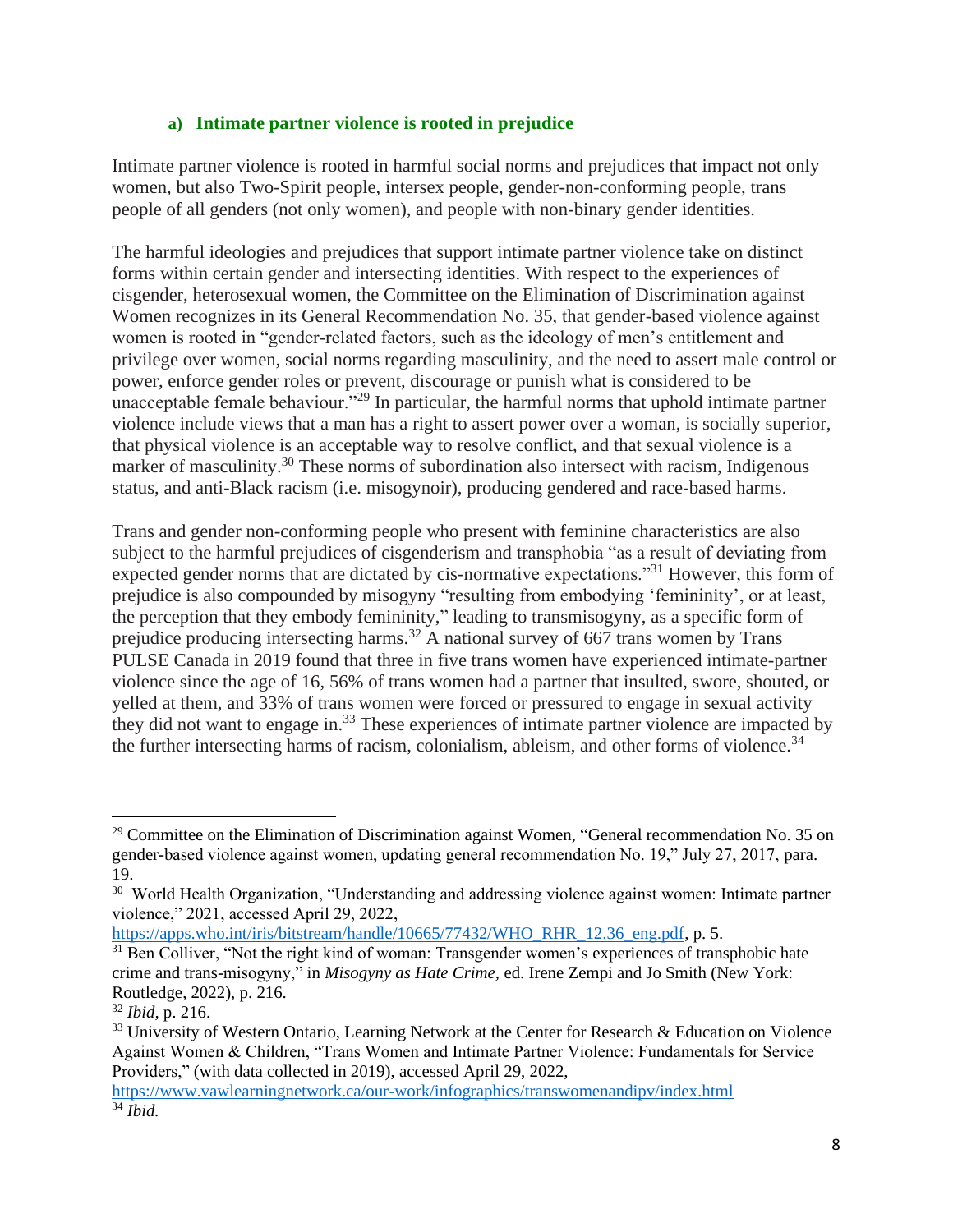### a) Intimate partner violence is rooted in prejudice

Intimate partner violence is rooted in harmful social norms and prejudices that impact not only women, but also Two-Spirit people, intersex people, gender-non-conforming people, trans people of all genders (not only women), and people with non-binary gender identities.

The harmful ideologies and prejudices that support intimate partner violence take on distinct forms within certain gender and intersecting identities. With respect to the experiences of cisgender, heterosexual women, the Committee on the Elimination of Discrimination against Women recognizes in its General Recommendation No. 35, that gender-based violence against women is rooted in "gender-related factors, such as the ideology of men's entitlement and privilege over women, social norms regarding masculinity, and the need to assert male control or power, enforce gender roles or prevent, discourage or punish what is considered to be unacceptable female behaviour."[29] In particular, the harmful norms that uphold intimate partner violence include views that a man has a right to assert power over a woman, is socially superior, that physical violence is an acceptable way to resolve conflict, and that sexual violence is a marker of masculinity.[30] These norms of subordination also intersect with racism, Indigenous status, and anti-Black racism (i.e. misogynoir), producing gendered and race-based harms.

Trans and gender non-conforming people who present with feminine characteristics are also subject to the harmful prejudices of cisgenderism and transphobia "as a result of deviating from expected gender norms that are dictated by cis-normative expectations."[31] However, this form of prejudice is also compounded by misogyny "resulting from embodying 'femininity', or at least, the perception that they embody femininity," leading to transmisogyny, as a specific form of prejudice producing intersecting harms.[32] A national survey of 667 trans women by Trans PULSE Canada in 2019 found that three in five trans women have experienced intimate-partner violence since the age of 16, 56% of trans women had a partner that insulted, swore, shouted, or yelled at them, and 33% of trans women were forced or pressured to engage in sexual activity they did not want to engage in.[33] These experiences of intimate partner violence are impacted by the further intersecting harms of racism, colonialism, ableism, and other forms of violence.[34]

---

[29] Committee on the Elimination of Discrimination against Women, "General recommendation No. 35 on gender-based violence against women, updating general recommendation No. 19," July 27, 2017, para. 19.

[30] World Health Organization, "Understanding and addressing violence against women: Intimate partner violence," 2021, accessed April 29, 2022, https://apps.who.int/iris/bitstream/handle/10665/77432/WHO_RHR_12.36_eng.pdf, p. 5.

[31] Ben Colliver, "Not the right kind of woman: Transgender women's experiences of transphobic hate crime and trans-misogyny," in *Misogyny as Hate Crime*, ed. Irene Zempi and Jo Smith (New York: Routledge, 2022), p. 216.

[32] *Ibid*, p. 216.

[33] University of Western Ontario, Learning Network at the Center for Research & Education on Violence Against Women & Children, "Trans Women and Intimate Partner Violence: Fundamentals for Service Providers," (with data collected in 2019), accessed April 29, 2022, https://www.vawlearningnetwork.ca/our-work/infographics/transwomenandipv/index.html

[34] *Ibid.*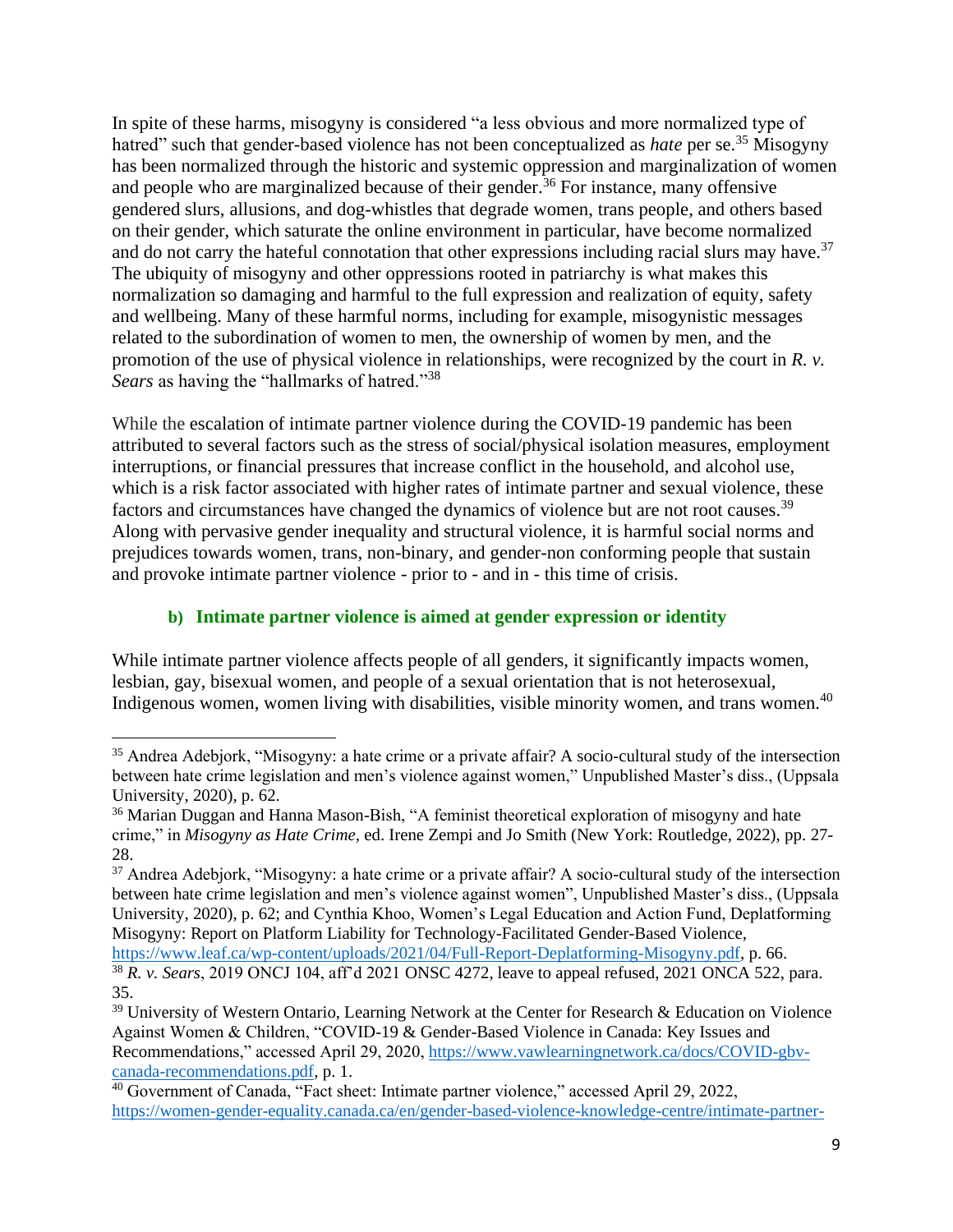In spite of these harms, misogyny is considered "a less obvious and more normalized type of hatred" such that gender-based violence has not been conceptualized as *hate* per se.[35] Misogyny has been normalized through the historic and systemic oppression and marginalization of women and people who are marginalized because of their gender.[36] For instance, many offensive gendered slurs, allusions, and dog-whistles that degrade women, trans people, and others based on their gender, which saturate the online environment in particular, have become normalized and do not carry the hateful connotation that other expressions including racial slurs may have.[37] The ubiquity of misogyny and other oppressions rooted in patriarchy is what makes this normalization so damaging and harmful to the full expression and realization of equity, safety and wellbeing. Many of these harmful norms, including for example, misogynistic messages related to the subordination of women to men, the ownership of women by men, and the promotion of the use of physical violence in relationships, were recognized by the court in *R. v. Sears* as having the "hallmarks of hatred."[38]

While the escalation of intimate partner violence during the COVID-19 pandemic has been attributed to several factors such as the stress of social/physical isolation measures, employment interruptions, or financial pressures that increase conflict in the household, and alcohol use, which is a risk factor associated with higher rates of intimate partner and sexual violence, these factors and circumstances have changed the dynamics of violence but are not root causes.[39] Along with pervasive gender inequality and structural violence, it is harmful social norms and prejudices towards women, trans, non-binary, and gender-non conforming people that sustain and provoke intimate partner violence - prior to - and in - this time of crisis.

### b) Intimate partner violence is aimed at gender expression or identity

While intimate partner violence affects people of all genders, it significantly impacts women, lesbian, gay, bisexual women, and people of a sexual orientation that is not heterosexual, Indigenous women, women living with disabilities, visible minority women, and trans women.[40]

---

[35] Andrea Adebjork, "Misogyny: a hate crime or a private affair? A socio-cultural study of the intersection between hate crime legislation and men's violence against women," Unpublished Master's diss., (Uppsala University, 2020), p. 62.

[36] Marian Duggan and Hanna Mason-Bish, "A feminist theoretical exploration of misogyny and hate crime," in *Misogyny as Hate Crime*, ed. Irene Zempi and Jo Smith (New York: Routledge, 2022), pp. 27-28.

[37] Andrea Adebjork, "Misogyny: a hate crime or a private affair? A socio-cultural study of the intersection between hate crime legislation and men's violence against women", Unpublished Master's diss., (Uppsala University, 2020), p. 62; and Cynthia Khoo, Women's Legal Education and Action Fund, Deplatforming Misogyny: Report on Platform Liability for Technology-Facilitated Gender-Based Violence, https://www.leaf.ca/wp-content/uploads/2021/04/Full-Report-Deplatforming-Misogyny.pdf, p. 66.

[38] *R. v. Sears*, 2019 ONCJ 104, aff'd 2021 ONSC 4272, leave to appeal refused, 2021 ONCA 522, para. 35.

[39] University of Western Ontario, Learning Network at the Center for Research & Education on Violence Against Women & Children, "COVID-19 & Gender-Based Violence in Canada: Key Issues and Recommendations," accessed April 29, 2020, https://www.vawlearningnetwork.ca/docs/COVID-gbv-canada-recommendations.pdf, p. 1.

[40] Government of Canada, "Fact sheet: Intimate partner violence," accessed April 29, 2022, https://women-gender-equality.canada.ca/en/gender-based-violence-knowledge-centre/intimate-partner-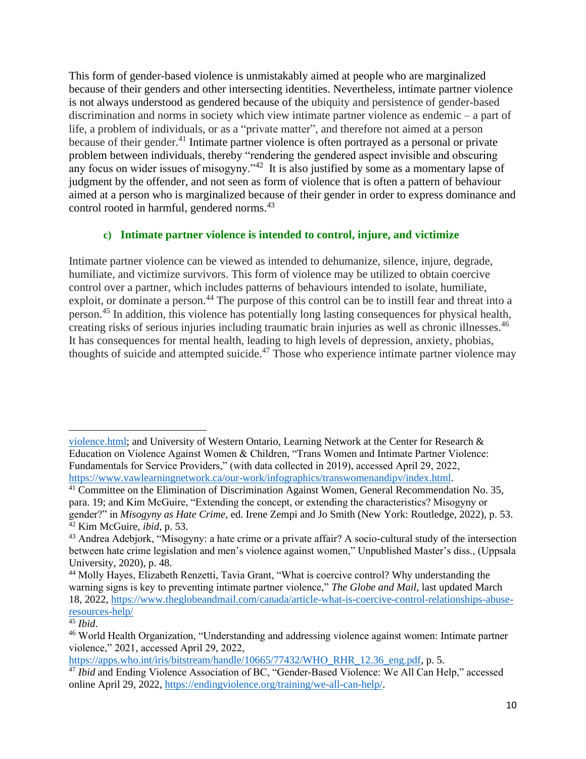This form of gender-based violence is unmistakably aimed at people who are marginalized because of their genders and other intersecting identities. Nevertheless, intimate partner violence is not always understood as gendered because of the ubiquity and persistence of gender-based discrimination and norms in society which view intimate partner violence as endemic – a part of life, a problem of individuals, or as a "private matter", and therefore not aimed at a person because of their gender.[41] Intimate partner violence is often portrayed as a personal or private problem between individuals, thereby "rendering the gendered aspect invisible and obscuring any focus on wider issues of misogyny."[42] It is also justified by some as a momentary lapse of judgment by the offender, and not seen as form of violence that is often a pattern of behaviour aimed at a person who is marginalized because of their gender in order to express dominance and control rooted in harmful, gendered norms.[43]

### c) Intimate partner violence is intended to control, injure, and victimize

Intimate partner violence can be viewed as intended to dehumanize, silence, injure, degrade, humiliate, and victimize survivors. This form of violence may be utilized to obtain coercive control over a partner, which includes patterns of behaviours intended to isolate, humiliate, exploit, or dominate a person.[44] The purpose of this control can be to instill fear and threat into a person.[45] In addition, this violence has potentially long lasting consequences for physical health, creating risks of serious injuries including traumatic brain injuries as well as chronic illnesses.[46] It has consequences for mental health, leading to high levels of depression, anxiety, phobias, thoughts of suicide and attempted suicide.[47] Those who experience intimate partner violence may

---

violence.html; and University of Western Ontario, Learning Network at the Center for Research & Education on Violence Against Women & Children, "Trans Women and Intimate Partner Violence: Fundamentals for Service Providers," (with data collected in 2019), accessed April 29, 2022, https://www.vawlearningnetwork.ca/our-work/infographics/transwomenandipv/index.html.

[41] Committee on the Elimination of Discrimination Against Women, General Recommendation No. 35, para. 19; and Kim McGuire, "Extending the concept, or extending the characteristics? Misogyny or gender?" in *Misogyny as Hate Crime,* ed. Irene Zempi and Jo Smith (New York: Routledge, 2022), p. 53.

[42] Kim McGuire, *ibid,* p. 53.

[43] Andrea Adebjork, "Misogyny: a hate crime or a private affair? A socio-cultural study of the intersection between hate crime legislation and men's violence against women," Unpublished Master's diss., (Uppsala University, 2020), p. 48.

[44] Molly Hayes, Elizabeth Renzetti, Tavia Grant, "What is coercive control? Why understanding the warning signs is key to preventing intimate partner violence," *The Globe and Mail,* last updated March 18, 2022, https://www.theglobeandmail.com/canada/article-what-is-coercive-control-relationships-abuse-resources-help/

[45] *Ibid*.

[46] World Health Organization, "Understanding and addressing violence against women: Intimate partner violence," 2021, accessed April 29, 2022, https://apps.who.int/iris/bitstream/handle/10665/77432/WHO_RHR_12.36_eng.pdf, p. 5.

[47] *Ibid* and Ending Violence Association of BC, "Gender-Based Violence: We All Can Help," accessed online April 29, 2022, https://endingviolence.org/training/we-all-can-help/.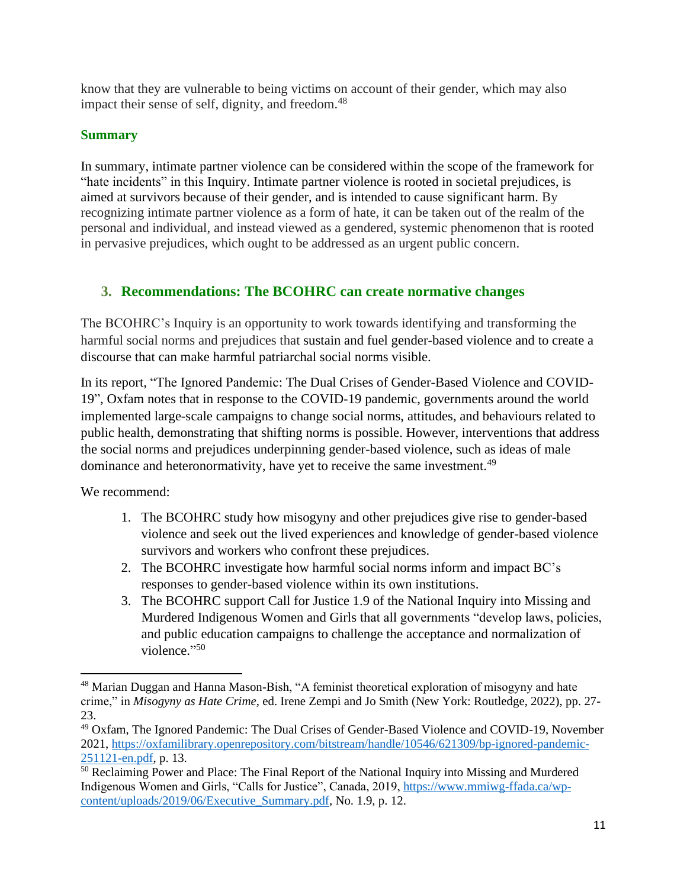know that they are vulnerable to being victims on account of their gender, which may also impact their sense of self, dignity, and freedom.[48]

### Summary

In summary, intimate partner violence can be considered within the scope of the framework for "hate incidents" in this Inquiry. Intimate partner violence is rooted in societal prejudices, is aimed at survivors because of their gender, and is intended to cause significant harm. By recognizing intimate partner violence as a form of hate, it can be taken out of the realm of the personal and individual, and instead viewed as a gendered, systemic phenomenon that is rooted in pervasive prejudices, which ought to be addressed as an urgent public concern.

## 3. Recommendations: The BCOHRC can create normative changes

The BCOHRC's Inquiry is an opportunity to work towards identifying and transforming the harmful social norms and prejudices that sustain and fuel gender-based violence and to create a discourse that can make harmful patriarchal social norms visible.

In its report, "The Ignored Pandemic: The Dual Crises of Gender-Based Violence and COVID-19", Oxfam notes that in response to the COVID-19 pandemic, governments around the world implemented large-scale campaigns to change social norms, attitudes, and behaviours related to public health, demonstrating that shifting norms is possible. However, interventions that address the social norms and prejudices underpinning gender-based violence, such as ideas of male dominance and heteronormativity, have yet to receive the same investment.[49]

We recommend:

1. The BCOHRC study how misogyny and other prejudices give rise to gender-based violence and seek out the lived experiences and knowledge of gender-based violence survivors and workers who confront these prejudices.
2. The BCOHRC investigate how harmful social norms inform and impact BC's responses to gender-based violence within its own institutions.
3. The BCOHRC support Call for Justice 1.9 of the National Inquiry into Missing and Murdered Indigenous Women and Girls that all governments "develop laws, policies, and public education campaigns to challenge the acceptance and normalization of violence."[50]

---

[48] Marian Duggan and Hanna Mason-Bish, "A feminist theoretical exploration of misogyny and hate crime," in *Misogyny as Hate Crime*, ed. Irene Zempi and Jo Smith (New York: Routledge, 2022), pp. 27-23.

[49] Oxfam, The Ignored Pandemic: The Dual Crises of Gender-Based Violence and COVID-19, November 2021, https://oxfamilibrary.openrepository.com/bitstream/handle/10546/621309/bp-ignored-pandemic-251121-en.pdf, p. 13.

[50] Reclaiming Power and Place: The Final Report of the National Inquiry into Missing and Murdered Indigenous Women and Girls, "Calls for Justice", Canada, 2019, https://www.mmiwg-ffada.ca/wp-content/uploads/2019/06/Executive_Summary.pdf, No. 1.9, p. 12.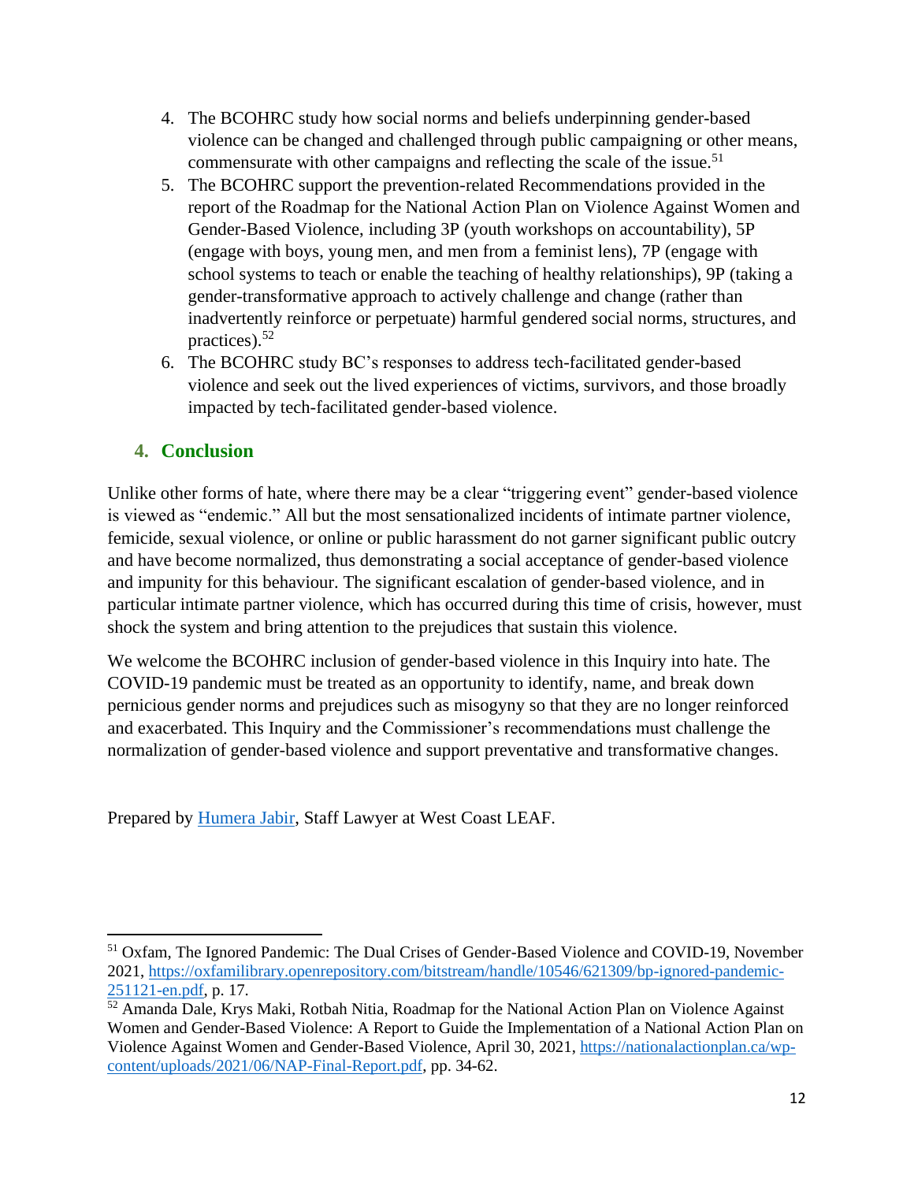4. The BCOHRC study how social norms and beliefs underpinning gender-based violence can be changed and challenged through public campaigning or other means, commensurate with other campaigns and reflecting the scale of the issue.[51]
5. The BCOHRC support the prevention-related Recommendations provided in the report of the Roadmap for the National Action Plan on Violence Against Women and Gender-Based Violence, including 3P (youth workshops on accountability), 5P (engage with boys, young men, and men from a feminist lens), 7P (engage with school systems to teach or enable the teaching of healthy relationships), 9P (taking a gender-transformative approach to actively challenge and change (rather than inadvertently reinforce or perpetuate) harmful gendered social norms, structures, and practices).[52]
6. The BCOHRC study BC's responses to address tech-facilitated gender-based violence and seek out the lived experiences of victims, survivors, and those broadly impacted by tech-facilitated gender-based violence.

## 4. Conclusion

Unlike other forms of hate, where there may be a clear "triggering event" gender-based violence is viewed as "endemic." All but the most sensationalized incidents of intimate partner violence, femicide, sexual violence, or online or public harassment do not garner significant public outcry and have become normalized, thus demonstrating a social acceptance of gender-based violence and impunity for this behaviour. The significant escalation of gender-based violence, and in particular intimate partner violence, which has occurred during this time of crisis, however, must shock the system and bring attention to the prejudices that sustain this violence.

We welcome the BCOHRC inclusion of gender-based violence in this Inquiry into hate. The COVID-19 pandemic must be treated as an opportunity to identify, name, and break down pernicious gender norms and prejudices such as misogyny so that they are no longer reinforced and exacerbated. This Inquiry and the Commissioner's recommendations must challenge the normalization of gender-based violence and support preventative and transformative changes.

Prepared by Humera Jabir, Staff Lawyer at West Coast LEAF.

---

[51] Oxfam, The Ignored Pandemic: The Dual Crises of Gender-Based Violence and COVID-19, November 2021, https://oxfamilibrary.openrepository.com/bitstream/handle/10546/621309/bp-ignored-pandemic-251121-en.pdf, p. 17.

[52] Amanda Dale, Krys Maki, Rotbah Nitia, Roadmap for the National Action Plan on Violence Against Women and Gender-Based Violence: A Report to Guide the Implementation of a National Action Plan on Violence Against Women and Gender-Based Violence, April 30, 2021, https://nationalactionplan.ca/wp-content/uploads/2021/06/NAP-Final-Report.pdf, pp. 34-62.